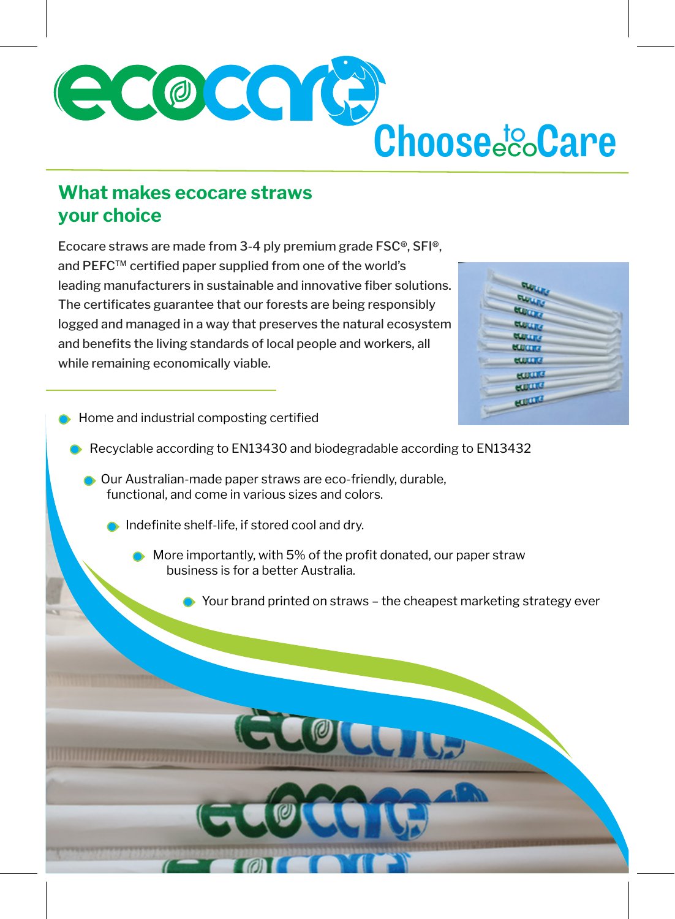# ecocare

Choose to eco Care

## What makes ecocare straws your choice

Ecocare straws are made from 3-4 ply premium grade FSC®, SFI®, and PEFC™ certified paper supplied from one of the world's leading manufacturers in sustainable and innovative fiber solutions. The certificates guarantee that our forests are being responsibly logged and managed in a way that preserves the natural ecosystem and benefits the living standards of local people and workers, all while remaining economically viable.

- Home and industrial composting certified
- Recyclable according to EN13430 and biodegradable according to EN13432
- Our Australian-made paper straws are eco-friendly, durable, functional, and come in various sizes and colors.
- Indefinite shelf-life, if stored cool and dry.
- More importantly, with 5% of the profit donated, our paper straw business is for a better Australia.
- Your brand printed on straws – the cheapest marketing strategy ever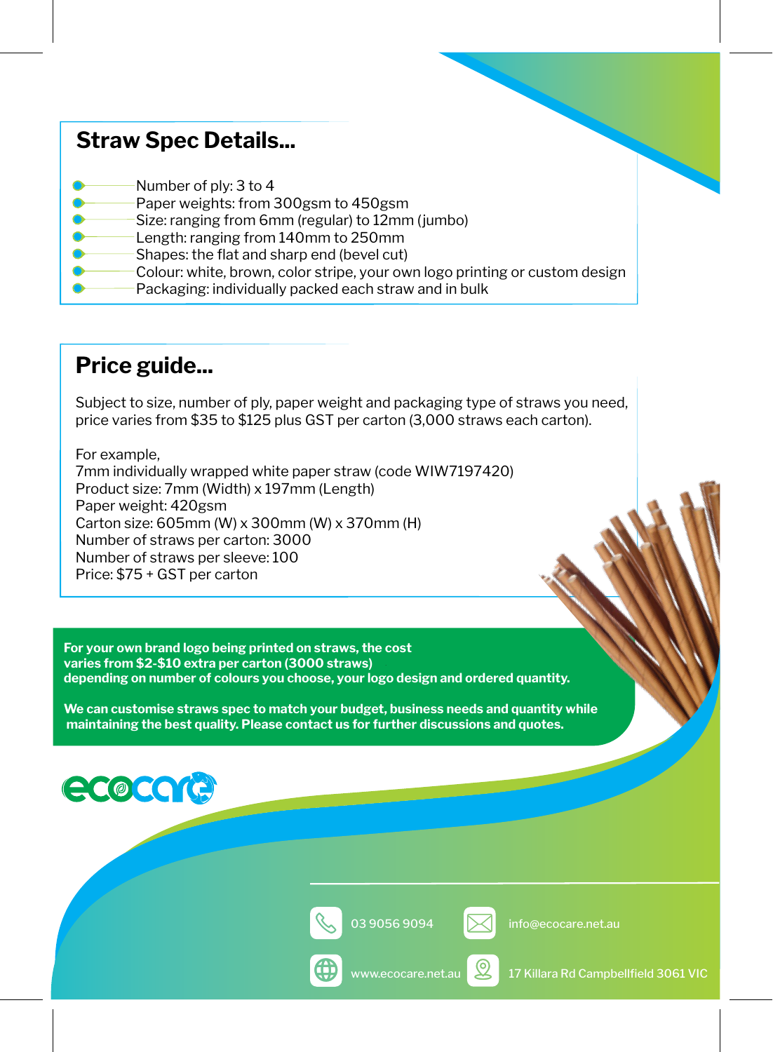## Straw Spec Details...

- Number of ply: 3 to 4
- Paper weights: from 300gsm to 450gsm
- Size: ranging from 6mm (regular) to 12mm (jumbo)
- Length: ranging from 140mm to 250mm
- Shapes: the flat and sharp end (bevel cut)
- Colour: white, brown, color stripe, your own logo printing or custom design
- Packaging: individually packed each straw and in bulk

## Price guide...

Subject to size, number of ply, paper weight and packaging type of straws you need, price varies from $35 to $125 plus GST per carton (3,000 straws each carton).

For example,
7mm individually wrapped white paper straw (code WIW7197420)
Product size: 7mm (Width) x 197mm (Length)
Paper weight: 420gsm
Carton size: 605mm (W) x 300mm (W) x 370mm (H)
Number of straws per carton: 3000
Number of straws per sleeve: 100
Price: $75 + GST per carton

**For your own brand logo being printed on straws, the cost varies from $2-$10 extra per carton (3000 straws) depending on number of colours you choose, your logo design and ordered quantity.**

**We can customise straws spec to match your budget, business needs and quantity while maintaining the best quality. Please contact us for further discussions and quotes.**

ecocare

03 9056 9094

info@ecocare.net.au

www.ecocare.net.au

17 Killara Rd Campbellfield 3061 VIC